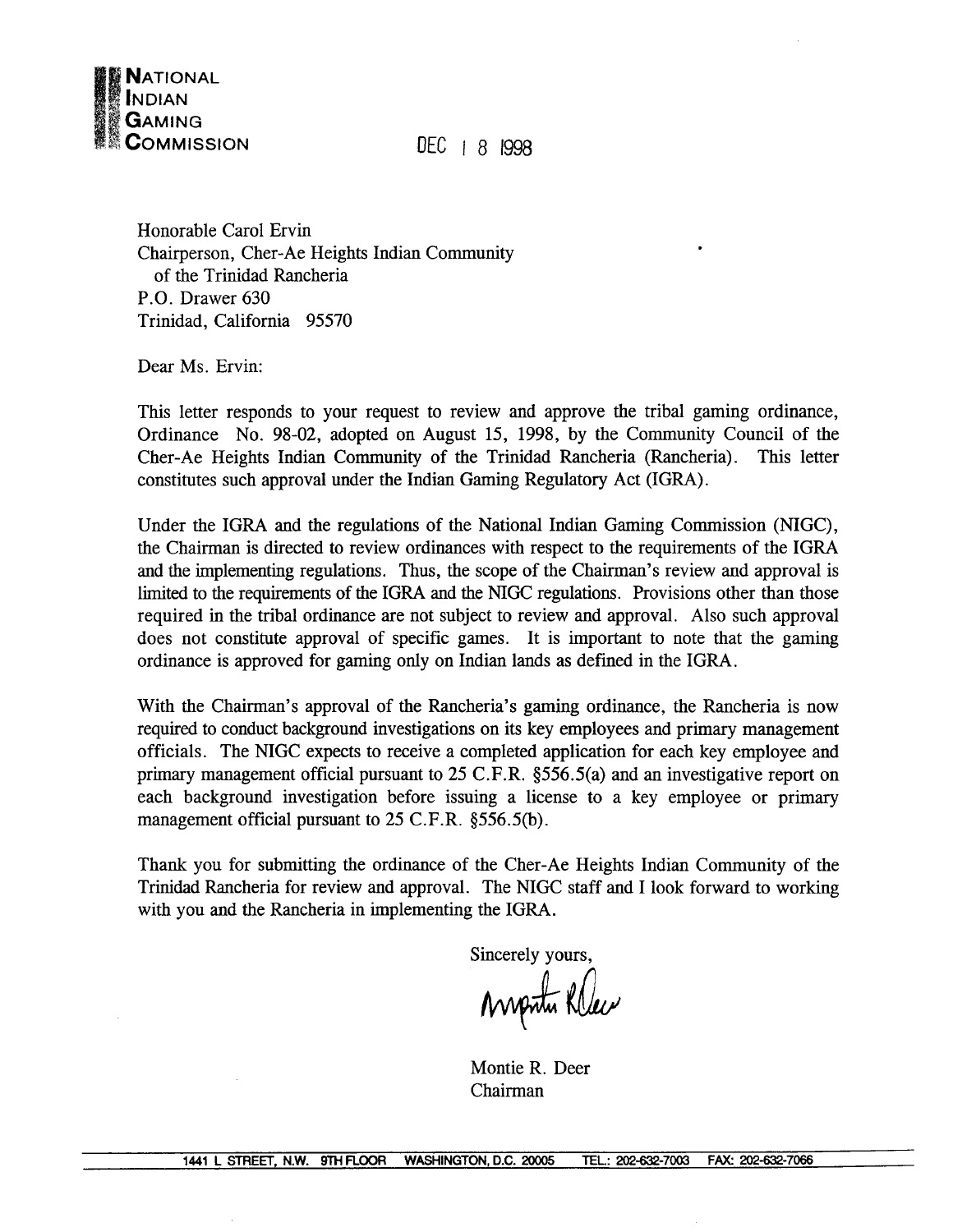**NATIONAL INDIAN GAMING COMMISSION**

DEC 18 1998

Honorable Carol Ervin
Chairperson, Cher-Ae Heights Indian Community
of the Trinidad Rancheria
P.O. Drawer 630
Trinidad, California 95570

Dear Ms. Ervin:

This letter responds to your request to review and approve the tribal gaming ordinance, Ordinance No. 98-02, adopted on August 15, 1998, by the Community Council of the Cher-Ae Heights Indian Community of the Trinidad Rancheria (Rancheria). This letter constitutes such approval under the Indian Gaming Regulatory Act (IGRA).

Under the IGRA and the regulations of the National Indian Gaming Commission (NIGC), the Chairman is directed to review ordinances with respect to the requirements of the IGRA and the implementing regulations. Thus, the scope of the Chairman's review and approval is limited to the requirements of the IGRA and the NIGC regulations. Provisions other than those required in the tribal ordinance are not subject to review and approval. Also such approval does not constitute approval of specific games. It is important to note that the gaming ordinance is approved for gaming only on Indian lands as defined in the IGRA.

With the Chairman's approval of the Rancheria's gaming ordinance, the Rancheria is now required to conduct background investigations on its key employees and primary management officials. The NIGC expects to receive a completed application for each key employee and primary management official pursuant to 25 C.F.R. §556.5(a) and an investigative report on each background investigation before issuing a license to a key employee or primary management official pursuant to 25 C.F.R. §556.5(b).

Thank you for submitting the ordinance of the Cher-Ae Heights Indian Community of the Trinidad Rancheria for review and approval. The NIGC staff and I look forward to working with you and the Rancheria in implementing the IGRA.

Sincerely yours,

Montie R. Deer
Chairman

1441 L STREET, N.W. 9TH FLOOR WASHINGTON, D.C. 20005 TEL.: 202-632-7003 FAX: 202-632-7066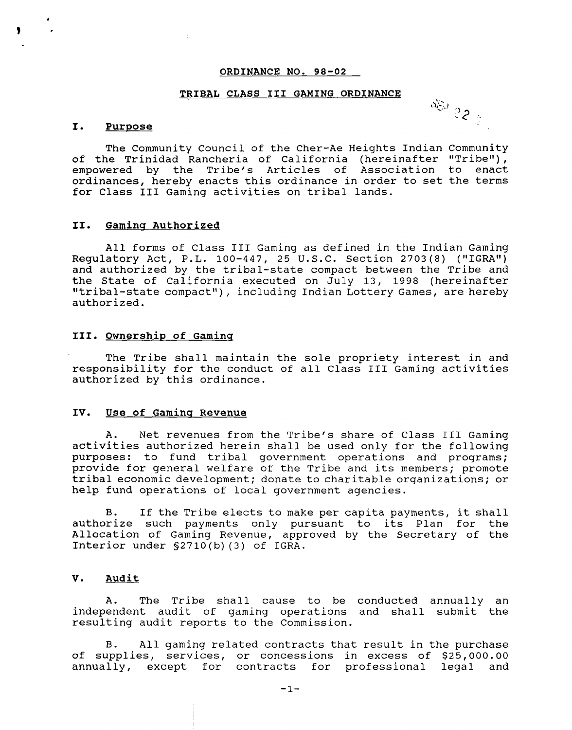## ORDINANCE NO. 98-02

## TRIBAL CLASS III GAMING ORDINANCE

### I. Purpose

The Community Council of the Cher-Ae Heights Indian Community of the Trinidad Rancheria of California (hereinafter "Tribe"), empowered by the Tribe's Articles of Association to enact ordinances, hereby enacts this ordinance in order to set the terms for Class III Gaming activities on tribal lands.

### II. Gaming Authorized

All forms of Class III Gaming as defined in the Indian Gaming Regulatory Act, P.L. 100-447, 25 U.S.C. Section 2703(8) ("IGRA") and authorized by the tribal-state compact between the Tribe and the State of California executed on July 13, 1998 (hereinafter "tribal-state compact"), including Indian Lottery Games, are hereby authorized.

### III. Ownership of Gaming

The Tribe shall maintain the sole propriety interest in and responsibility for the conduct of all Class III Gaming activities authorized by this ordinance.

### IV. Use of Gaming Revenue

A. Net revenues from the Tribe's share of Class III Gaming activities authorized herein shall be used only for the following purposes: to fund tribal government operations and programs; provide for general welfare of the Tribe and its members; promote tribal economic development; donate to charitable organizations; or help fund operations of local government agencies.

B. If the Tribe elects to make per capita payments, it shall authorize such payments only pursuant to its Plan for the Allocation of Gaming Revenue, approved by the Secretary of the Interior under §2710(b)(3) of IGRA.

### V. Audit

A. The Tribe shall cause to be conducted annually an independent audit of gaming operations and shall submit the resulting audit reports to the Commission.

B. All gaming related contracts that result in the purchase of supplies, services, or concessions in excess of $25,000.00 annually, except for contracts for professional legal and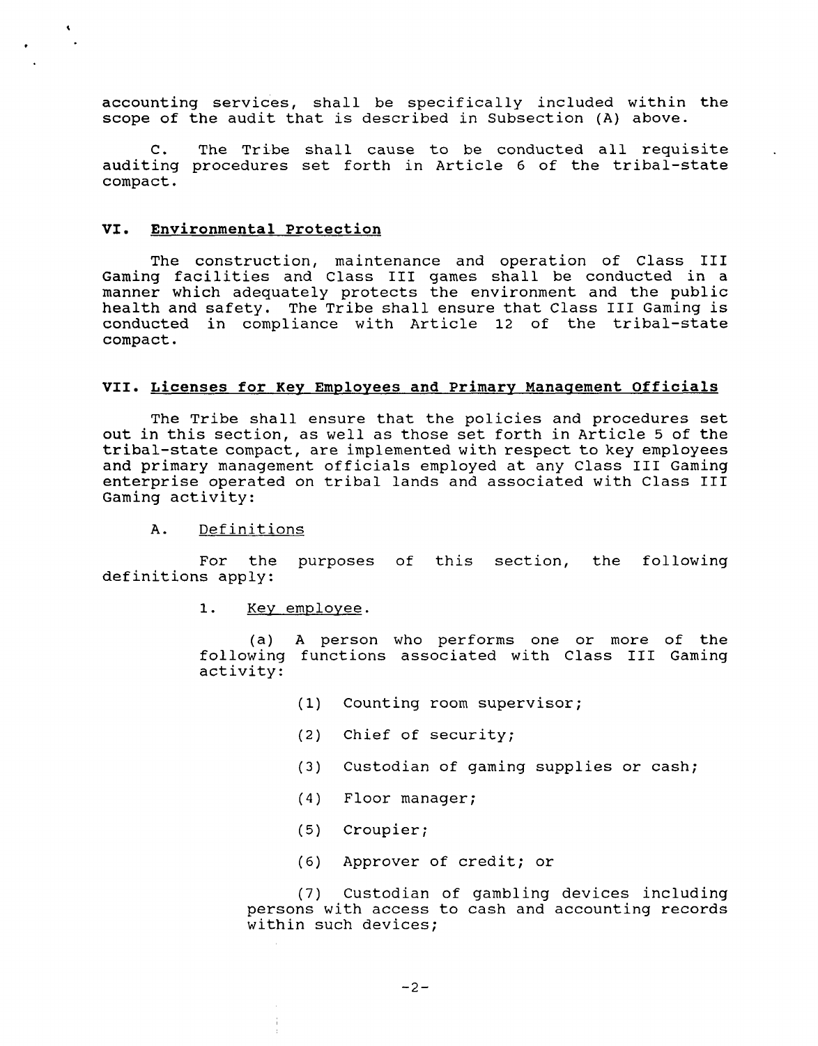accounting services, shall be specifically included within the scope of the audit that is described in Subsection (A) above.

C. The Tribe shall cause to be conducted all requisite auditing procedures set forth in Article 6 of the tribal-state compact.

## VI. Environmental Protection

The construction, maintenance and operation of Class III Gaming facilities and Class III games shall be conducted in a manner which adequately protects the environment and the public health and safety. The Tribe shall ensure that Class III Gaming is conducted in compliance with Article 12 of the tribal-state compact.

## VII. Licenses for Key Employees and Primary Management Officials

The Tribe shall ensure that the policies and procedures set out in this section, as well as those set forth in Article 5 of the tribal-state compact, are implemented with respect to key employees and primary management officials employed at any Class III Gaming enterprise operated on tribal lands and associated with Class III Gaming activity:

A. Definitions

For the purposes of this section, the following definitions apply:

1. Key employee.

(a) A person who performs one or more of the following functions associated with Class III Gaming activity:

(1) Counting room supervisor;

(2) Chief of security;

(3) Custodian of gaming supplies or cash;

(4) Floor manager;

(5) Croupier;

(6) Approver of credit; or

(7) Custodian of gambling devices including persons with access to cash and accounting records within such devices;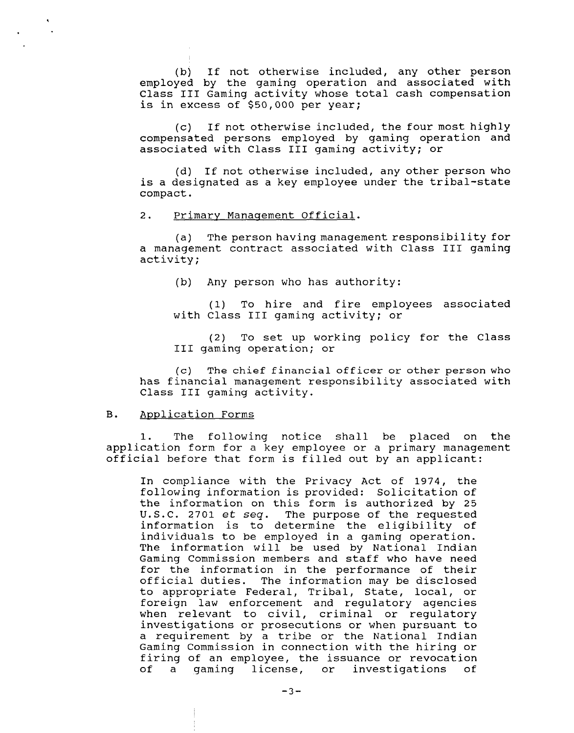(b) If not otherwise included, any other person employed by the gaming operation and associated with Class III Gaming activity whose total cash compensation is in excess of $50,000 per year;

(c) If not otherwise included, the four most highly compensated persons employed by gaming operation and associated with Class III gaming activity; or

(d) If not otherwise included, any other person who is a designated as a key employee under the tribal-state compact.

2. Primary Management Official.

(a) The person having management responsibility for a management contract associated with Class III gaming activity;

(b) Any person who has authority:

(1) To hire and fire employees associated with Class III gaming activity; or

(2) To set up working policy for the Class III gaming operation; or

(c) The chief financial officer or other person who has financial management responsibility associated with Class III gaming activity.

B. Application Forms

1. The following notice shall be placed on the application form for a key employee or a primary management official before that form is filled out by an applicant:

> In compliance with the Privacy Act of 1974, the following information is provided: Solicitation of the information on this form is authorized by 25 U.S.C. 2701 *et seq*. The purpose of the requested information is to determine the eligibility of individuals to be employed in a gaming operation. The information will be used by National Indian Gaming Commission members and staff who have need for the information in the performance of their official duties. The information may be disclosed to appropriate Federal, Tribal, State, local, or foreign law enforcement and regulatory agencies when relevant to civil, criminal or regulatory investigations or prosecutions or when pursuant to a requirement by a tribe or the National Indian Gaming Commission in connection with the hiring or firing of an employee, the issuance or revocation of a gaming license, or investigations of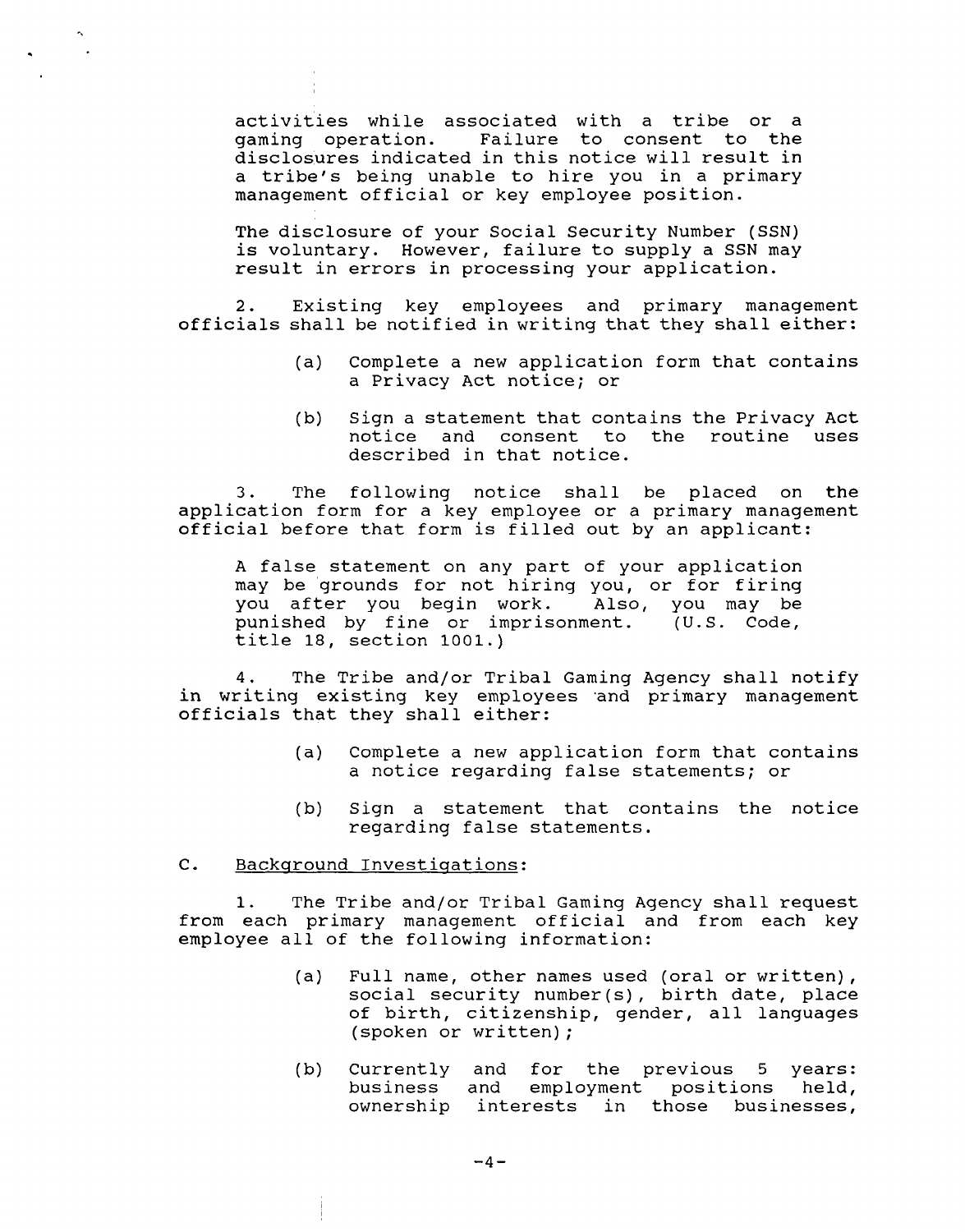activities while associated with a tribe or a gaming operation. Failure to consent to the disclosures indicated in this notice will result in a tribe's being unable to hire you in a primary management official or key employee position.

The disclosure of your Social Security Number (SSN) is voluntary. However, failure to supply a SSN may result in errors in processing your application.

2. Existing key employees and primary management officials shall be notified in writing that they shall either:

   (a) Complete a new application form that contains a Privacy Act notice; or

   (b) Sign a statement that contains the Privacy Act notice and consent to the routine uses described in that notice.

3. The following notice shall be placed on the application form for a key employee or a primary management official before that form is filled out by an applicant:

A false statement on any part of your application may be grounds for not hiring you, or for firing you after you begin work. Also, you may be punished by fine or imprisonment. (U.S. Code, title 18, section 1001.)

4. The Tribe and/or Tribal Gaming Agency shall notify in writing existing key employees and primary management officials that they shall either:

   (a) Complete a new application form that contains a notice regarding false statements; or

   (b) Sign a statement that contains the notice regarding false statements.

C. Background Investigations:

1. The Tribe and/or Tribal Gaming Agency shall request from each primary management official and from each key employee all of the following information:

   (a) Full name, other names used (oral or written), social security number(s), birth date, place of birth, citizenship, gender, all languages (spoken or written);

   (b) Currently and for the previous 5 years: business and employment positions held, ownership interests in those businesses,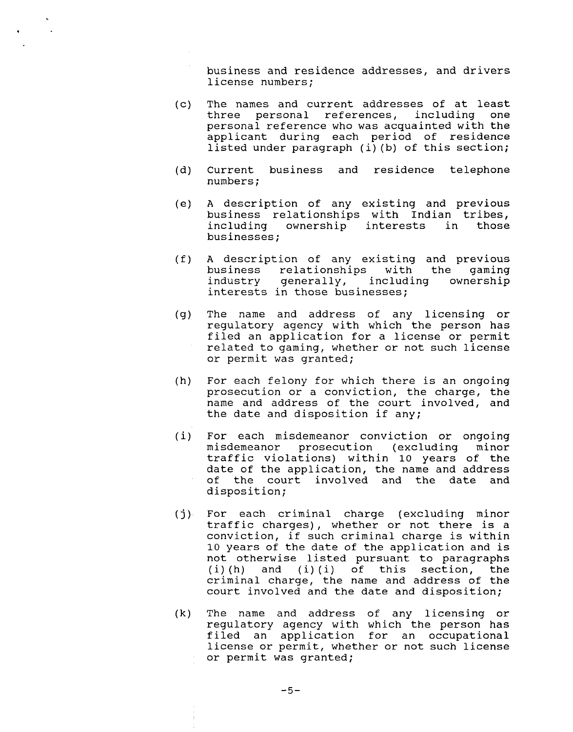business and residence addresses, and drivers license numbers;

(c) The names and current addresses of at least three personal references, including one personal reference who was acquainted with the applicant during each period of residence listed under paragraph (i)(b) of this section;

(d) Current business and residence telephone numbers;

(e) A description of any existing and previous business relationships with Indian tribes, including ownership interests in those businesses;

(f) A description of any existing and previous business relationships with the gaming industry generally, including ownership interests in those businesses;

(g) The name and address of any licensing or regulatory agency with which the person has filed an application for a license or permit related to gaming, whether or not such license or permit was granted;

(h) For each felony for which there is an ongoing prosecution or a conviction, the charge, the name and address of the court involved, and the date and disposition if any;

(i) For each misdemeanor conviction or ongoing misdemeanor prosecution (excluding minor traffic violations) within 10 years of the date of the application, the name and address of the court involved and the date and disposition;

(j) For each criminal charge (excluding minor traffic charges), whether or not there is a conviction, if such criminal charge is within 10 years of the date of the application and is not otherwise listed pursuant to paragraphs (i)(h) and (i)(i) of this section, the criminal charge, the name and address of the court involved and the date and disposition;

(k) The name and address of any licensing or regulatory agency with which the person has filed an application for an occupational license or permit, whether or not such license or permit was granted;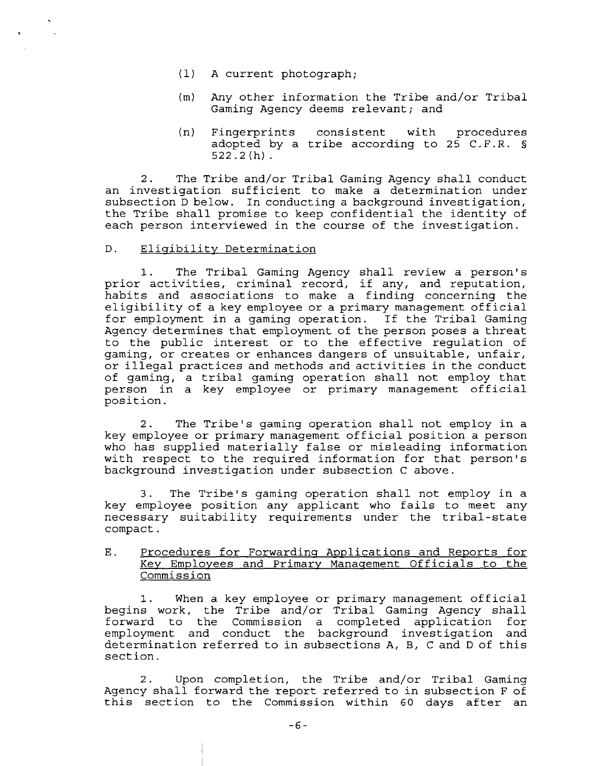(l) A current photograph;

(m) Any other information the Tribe and/or Tribal Gaming Agency deems relevant; and

(n) Fingerprints consistent with procedures adopted by a tribe according to 25 C.F.R. § 522.2(h).

2. The Tribe and/or Tribal Gaming Agency shall conduct an investigation sufficient to make a determination under subsection D below. In conducting a background investigation, the Tribe shall promise to keep confidential the identity of each person interviewed in the course of the investigation.

D. Eligibility Determination

1. The Tribal Gaming Agency shall review a person's prior activities, criminal record, if any, and reputation, habits and associations to make a finding concerning the eligibility of a key employee or a primary management official for employment in a gaming operation. If the Tribal Gaming Agency determines that employment of the person poses a threat to the public interest or to the effective regulation of gaming, or creates or enhances dangers of unsuitable, unfair, or illegal practices and methods and activities in the conduct of gaming, a tribal gaming operation shall not employ that person in a key employee or primary management official position.

2. The Tribe's gaming operation shall not employ in a key employee or primary management official position a person who has supplied materially false or misleading information with respect to the required information for that person's background investigation under subsection C above.

3. The Tribe's gaming operation shall not employ in a key employee position any applicant who fails to meet any necessary suitability requirements under the tribal-state compact.

E. Procedures for Forwarding Applications and Reports for Key Employees and Primary Management Officials to the Commission

1. When a key employee or primary management official begins work, the Tribe and/or Tribal Gaming Agency shall forward to the Commission a completed application for employment and conduct the background investigation and determination referred to in subsections A, B, C and D of this section.

2. Upon completion, the Tribe and/or Tribal Gaming Agency shall forward the report referred to in subsection F of this section to the Commission within 60 days after an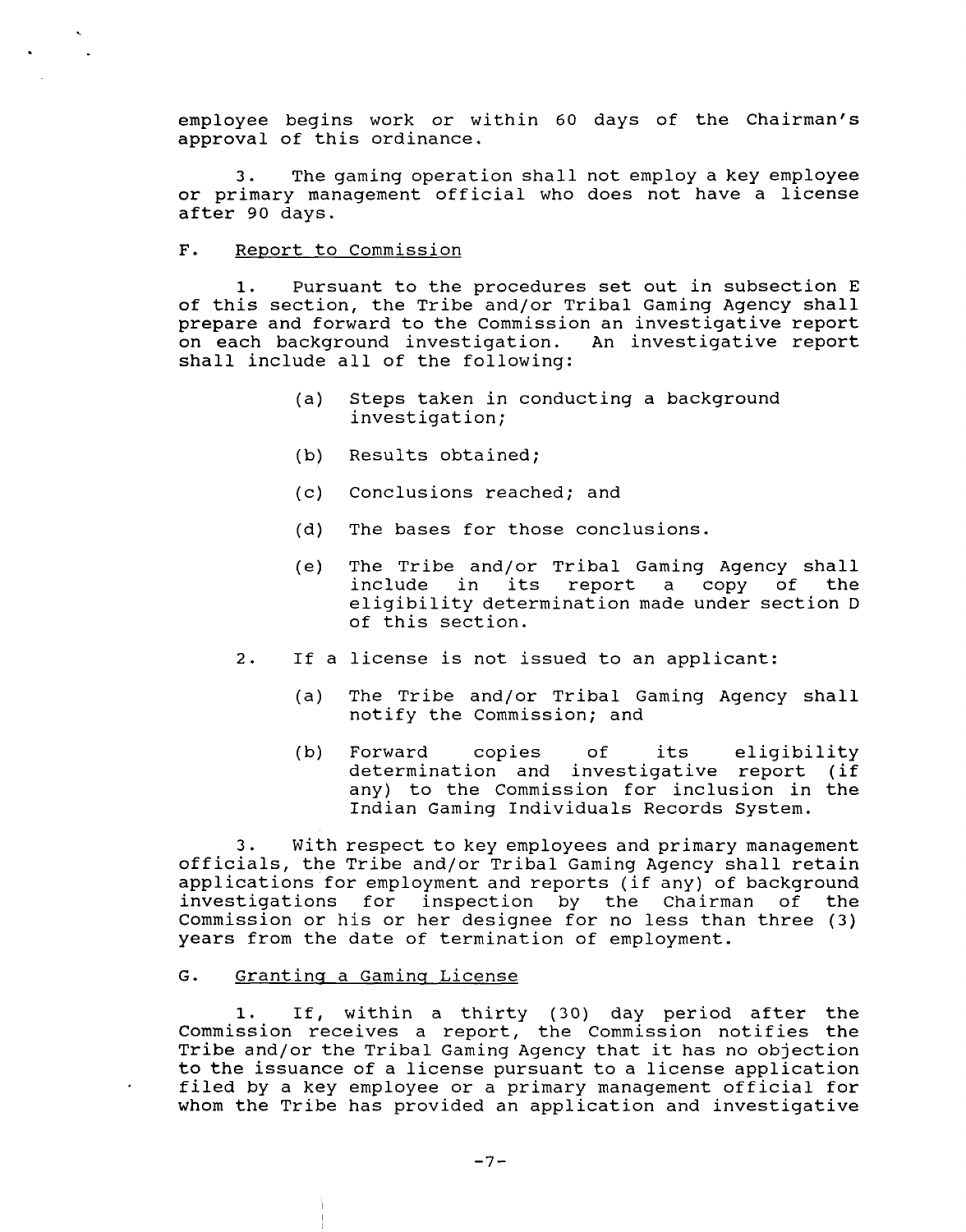employee begins work or within 60 days of the Chairman's approval of this ordinance.

3. The gaming operation shall not employ a key employee or primary management official who does not have a license after 90 days.

F. Report to Commission

1. Pursuant to the procedures set out in subsection E of this section, the Tribe and/or Tribal Gaming Agency shall prepare and forward to the Commission an investigative report on each background investigation. An investigative report shall include all of the following:

(a) Steps taken in conducting a background investigation;

(b) Results obtained;

(c) Conclusions reached; and

(d) The bases for those conclusions.

(e) The Tribe and/or Tribal Gaming Agency shall include in its report a copy of the eligibility determination made under section D of this section.

2. If a license is not issued to an applicant:

(a) The Tribe and/or Tribal Gaming Agency shall notify the Commission; and

(b) Forward copies of its eligibility determination and investigative report (if any) to the Commission for inclusion in the Indian Gaming Individuals Records System.

3. With respect to key employees and primary management officials, the Tribe and/or Tribal Gaming Agency shall retain applications for employment and reports (if any) of background investigations for inspection by the Chairman of the Commission or his or her designee for no less than three (3) years from the date of termination of employment.

G. Granting a Gaming License

1. If, within a thirty (30) day period after the Commission receives a report, the Commission notifies the Tribe and/or the Tribal Gaming Agency that it has no objection to the issuance of a license pursuant to a license application filed by a key employee or a primary management official for whom the Tribe has provided an application and investigative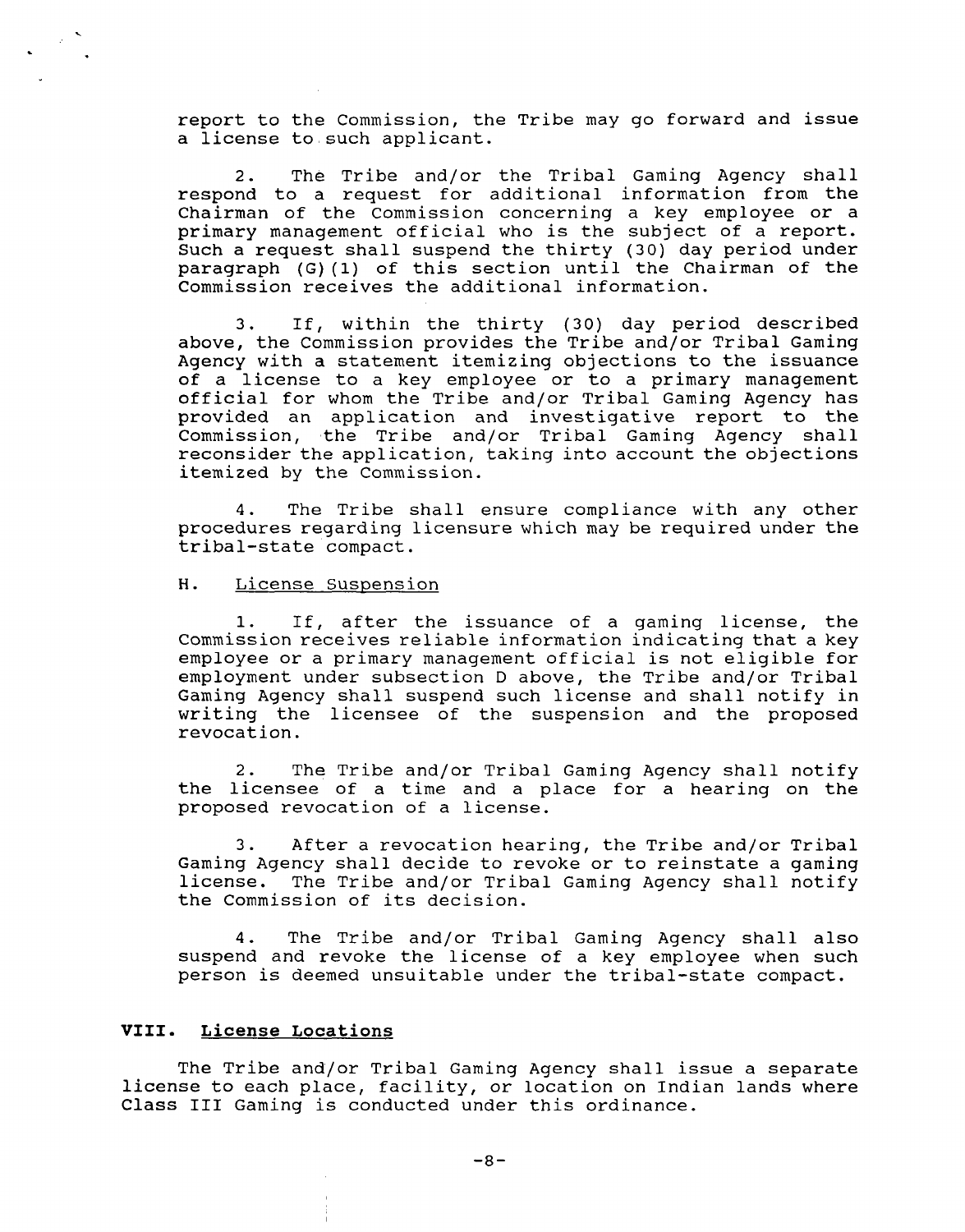report to the Commission, the Tribe may go forward and issue a license to such applicant.

2. The Tribe and/or the Tribal Gaming Agency shall respond to a request for additional information from the Chairman of the Commission concerning a key employee or a primary management official who is the subject of a report. Such a request shall suspend the thirty (30) day period under paragraph (G)(1) of this section until the Chairman of the Commission receives the additional information.

3. If, within the thirty (30) day period described above, the Commission provides the Tribe and/or Tribal Gaming Agency with a statement itemizing objections to the issuance of a license to a key employee or to a primary management official for whom the Tribe and/or Tribal Gaming Agency has provided an application and investigative report to the Commission, the Tribe and/or Tribal Gaming Agency shall reconsider the application, taking into account the objections itemized by the Commission.

4. The Tribe shall ensure compliance with any other procedures regarding licensure which may be required under the tribal-state compact.

H. <u>License Suspension</u>

1. If, after the issuance of a gaming license, the Commission receives reliable information indicating that a key employee or a primary management official is not eligible for employment under subsection D above, the Tribe and/or Tribal Gaming Agency shall suspend such license and shall notify in writing the licensee of the suspension and the proposed revocation.

2. The Tribe and/or Tribal Gaming Agency shall notify the licensee of a time and a place for a hearing on the proposed revocation of a license.

3. After a revocation hearing, the Tribe and/or Tribal Gaming Agency shall decide to revoke or to reinstate a gaming license. The Tribe and/or Tribal Gaming Agency shall notify the Commission of its decision.

4. The Tribe and/or Tribal Gaming Agency shall also suspend and revoke the license of a key employee when such person is deemed unsuitable under the tribal-state compact.

## VIII. <u>License Locations</u>

The Tribe and/or Tribal Gaming Agency shall issue a separate license to each place, facility, or location on Indian lands where Class III Gaming is conducted under this ordinance.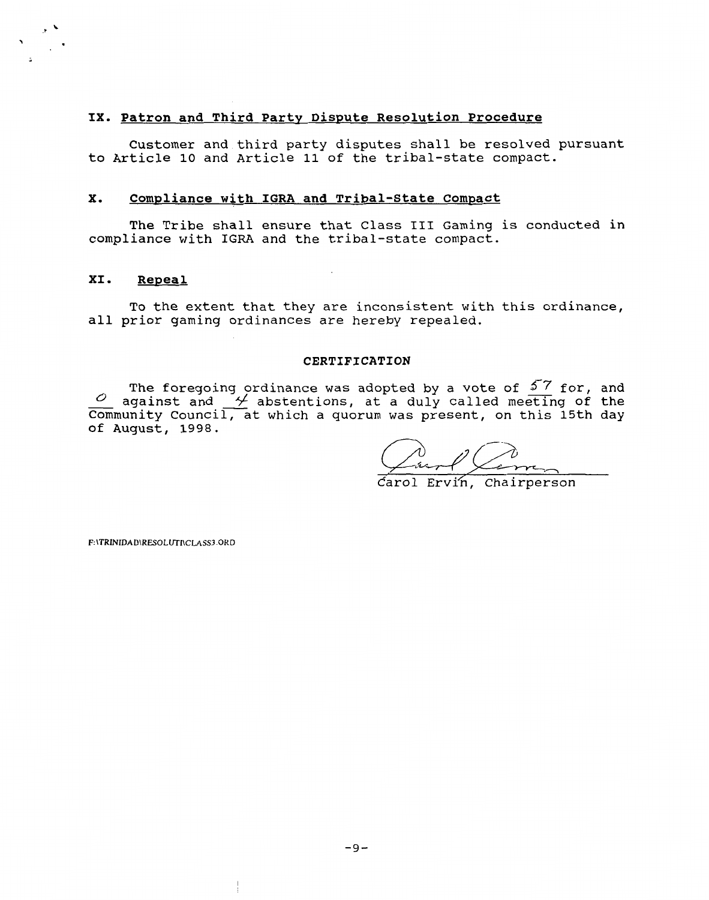## IX. Patron and Third Party Dispute Resolution Procedure

Customer and third party disputes shall be resolved pursuant to Article 10 and Article 11 of the tribal-state compact.

## X. Compliance with IGRA and Tribal-State Compact

The Tribe shall ensure that Class III Gaming is conducted in compliance with IGRA and the tribal-state compact.

## XI. Repeal

To the extent that they are inconsistent with this ordinance, all prior gaming ordinances are hereby repealed.

### CERTIFICATION

The foregoing ordinance was adopted by a vote of 57 for, and 0 against and 4 abstentions, at a duly called meeting of the Community Council, at which a quorum was present, on this 15th day of August, 1998.

Carol Ervin, Chairperson

F:\TRINIDAD\RESOLUTI\CLASS3.ORD